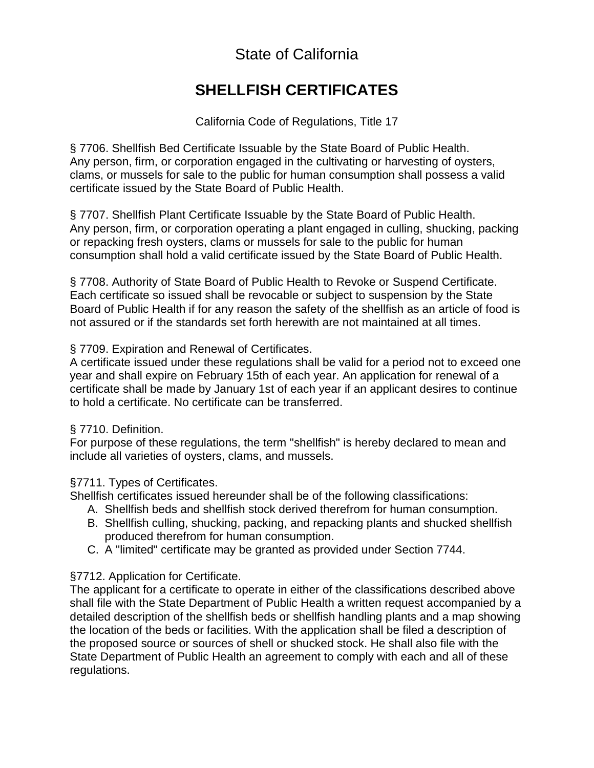# State of California

## SHELLFISH CERTIFICATES

California Code of Regulations, Title 17

§ 7706. Shellfish Bed Certificate Issuable by the State Board of Public Health.
Any person, firm, or corporation engaged in the cultivating or harvesting of oysters, clams, or mussels for sale to the public for human consumption shall possess a valid certificate issued by the State Board of Public Health.

§ 7707. Shellfish Plant Certificate Issuable by the State Board of Public Health.
Any person, firm, or corporation operating a plant engaged in culling, shucking, packing or repacking fresh oysters, clams or mussels for sale to the public for human consumption shall hold a valid certificate issued by the State Board of Public Health.

§ 7708. Authority of State Board of Public Health to Revoke or Suspend Certificate.
Each certificate so issued shall be revocable or subject to suspension by the State Board of Public Health if for any reason the safety of the shellfish as an article of food is not assured or if the standards set forth herewith are not maintained at all times.

§ 7709. Expiration and Renewal of Certificates.
A certificate issued under these regulations shall be valid for a period not to exceed one year and shall expire on February 15th of each year. An application for renewal of a certificate shall be made by January 1st of each year if an applicant desires to continue to hold a certificate. No certificate can be transferred.

§ 7710. Definition.
For purpose of these regulations, the term "shellfish" is hereby declared to mean and include all varieties of oysters, clams, and mussels.

§7711. Types of Certificates.
Shellfish certificates issued hereunder shall be of the following classifications:

A. Shellfish beds and shellfish stock derived therefrom for human consumption.
B. Shellfish culling, shucking, packing, and repacking plants and shucked shellfish produced therefrom for human consumption.
C. A "limited" certificate may be granted as provided under Section 7744.

§7712. Application for Certificate.
The applicant for a certificate to operate in either of the classifications described above shall file with the State Department of Public Health a written request accompanied by a detailed description of the shellfish beds or shellfish handling plants and a map showing the location of the beds or facilities. With the application shall be filed a description of the proposed source or sources of shell or shucked stock. He shall also file with the State Department of Public Health an agreement to comply with each and all of these regulations.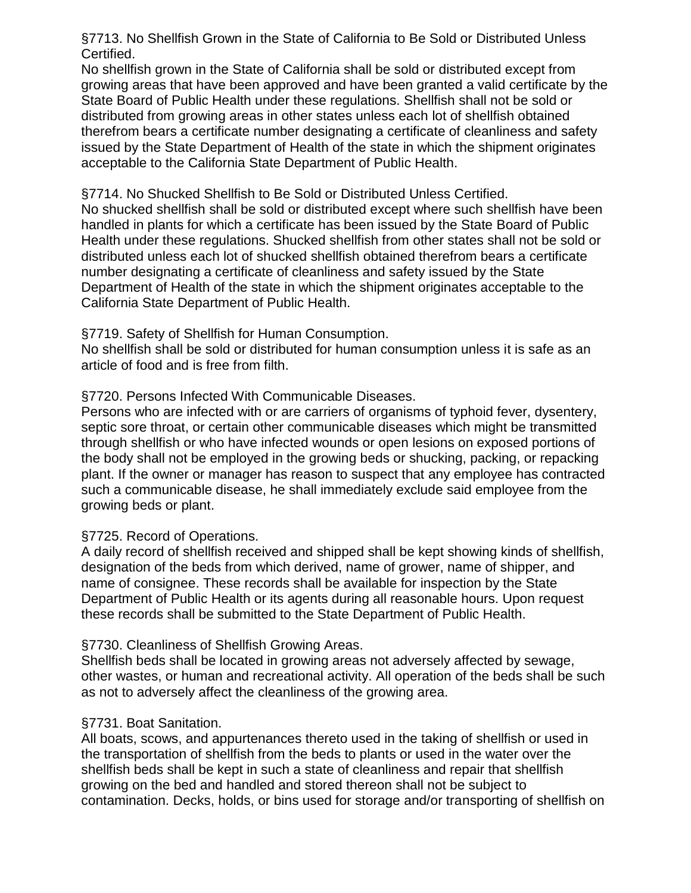§7713. No Shellfish Grown in the State of California to Be Sold or Distributed Unless Certified.
No shellfish grown in the State of California shall be sold or distributed except from growing areas that have been approved and have been granted a valid certificate by the State Board of Public Health under these regulations. Shellfish shall not be sold or distributed from growing areas in other states unless each lot of shellfish obtained therefrom bears a certificate number designating a certificate of cleanliness and safety issued by the State Department of Health of the state in which the shipment originates acceptable to the California State Department of Public Health.

§7714. No Shucked Shellfish to Be Sold or Distributed Unless Certified.
No shucked shellfish shall be sold or distributed except where such shellfish have been handled in plants for which a certificate has been issued by the State Board of Public Health under these regulations. Shucked shellfish from other states shall not be sold or distributed unless each lot of shucked shellfish obtained therefrom bears a certificate number designating a certificate of cleanliness and safety issued by the State Department of Health of the state in which the shipment originates acceptable to the California State Department of Public Health.

§7719. Safety of Shellfish for Human Consumption.
No shellfish shall be sold or distributed for human consumption unless it is safe as an article of food and is free from filth.

§7720. Persons Infected With Communicable Diseases.
Persons who are infected with or are carriers of organisms of typhoid fever, dysentery, septic sore throat, or certain other communicable diseases which might be transmitted through shellfish or who have infected wounds or open lesions on exposed portions of the body shall not be employed in the growing beds or shucking, packing, or repacking plant. If the owner or manager has reason to suspect that any employee has contracted such a communicable disease, he shall immediately exclude said employee from the growing beds or plant.

§7725. Record of Operations.
A daily record of shellfish received and shipped shall be kept showing kinds of shellfish, designation of the beds from which derived, name of grower, name of shipper, and name of consignee. These records shall be available for inspection by the State Department of Public Health or its agents during all reasonable hours. Upon request these records shall be submitted to the State Department of Public Health.

§7730. Cleanliness of Shellfish Growing Areas.
Shellfish beds shall be located in growing areas not adversely affected by sewage, other wastes, or human and recreational activity. All operation of the beds shall be such as not to adversely affect the cleanliness of the growing area.

§7731. Boat Sanitation.
All boats, scows, and appurtenances thereto used in the taking of shellfish or used in the transportation of shellfish from the beds to plants or used in the water over the shellfish beds shall be kept in such a state of cleanliness and repair that shellfish growing on the bed and handled and stored thereon shall not be subject to contamination. Decks, holds, or bins used for storage and/or transporting of shellfish on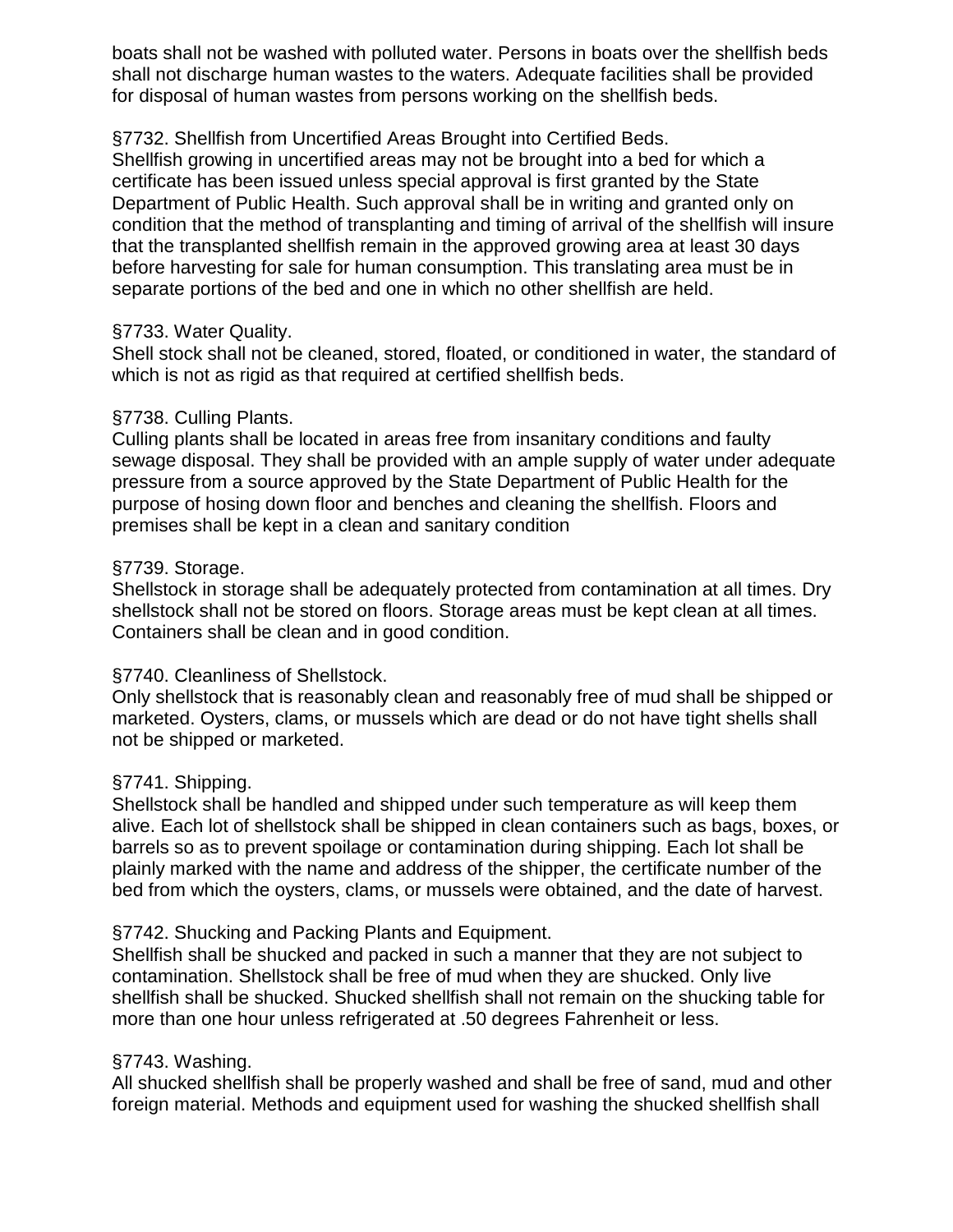boats shall not be washed with polluted water. Persons in boats over the shellfish beds shall not discharge human wastes to the waters. Adequate facilities shall be provided for disposal of human wastes from persons working on the shellfish beds.

§7732. Shellfish from Uncertified Areas Brought into Certified Beds.
Shellfish growing in uncertified areas may not be brought into a bed for which a certificate has been issued unless special approval is first granted by the State Department of Public Health. Such approval shall be in writing and granted only on condition that the method of transplanting and timing of arrival of the shellfish will insure that the transplanted shellfish remain in the approved growing area at least 30 days before harvesting for sale for human consumption. This translating area must be in separate portions of the bed and one in which no other shellfish are held.

§7733. Water Quality.
Shell stock shall not be cleaned, stored, floated, or conditioned in water, the standard of which is not as rigid as that required at certified shellfish beds.

§7738. Culling Plants.
Culling plants shall be located in areas free from insanitary conditions and faulty sewage disposal. They shall be provided with an ample supply of water under adequate pressure from a source approved by the State Department of Public Health for the purpose of hosing down floor and benches and cleaning the shellfish. Floors and premises shall be kept in a clean and sanitary condition

§7739. Storage.
Shellstock in storage shall be adequately protected from contamination at all times. Dry shellstock shall not be stored on floors. Storage areas must be kept clean at all times. Containers shall be clean and in good condition.

§7740. Cleanliness of Shellstock.
Only shellstock that is reasonably clean and reasonably free of mud shall be shipped or marketed. Oysters, clams, or mussels which are dead or do not have tight shells shall not be shipped or marketed.

§7741. Shipping.
Shellstock shall be handled and shipped under such temperature as will keep them alive. Each lot of shellstock shall be shipped in clean containers such as bags, boxes, or barrels so as to prevent spoilage or contamination during shipping. Each lot shall be plainly marked with the name and address of the shipper, the certificate number of the bed from which the oysters, clams, or mussels were obtained, and the date of harvest.

§7742. Shucking and Packing Plants and Equipment.
Shellfish shall be shucked and packed in such a manner that they are not subject to contamination. Shellstock shall be free of mud when they are shucked. Only live shellfish shall be shucked. Shucked shellfish shall not remain on the shucking table for more than one hour unless refrigerated at .50 degrees Fahrenheit or less.

§7743. Washing.
All shucked shellfish shall be properly washed and shall be free of sand, mud and other foreign material. Methods and equipment used for washing the shucked shellfish shall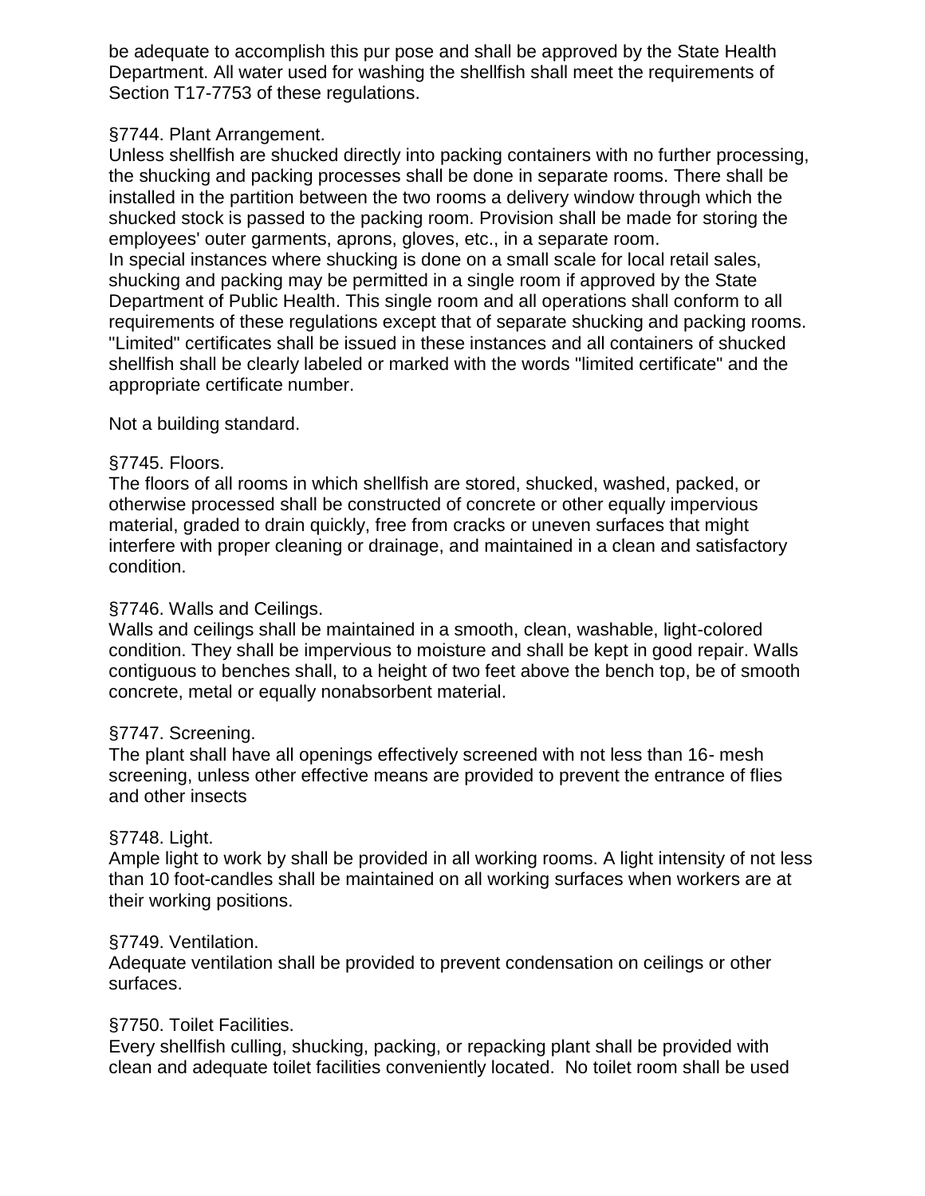be adequate to accomplish this pur pose and shall be approved by the State Health Department. All water used for washing the shellfish shall meet the requirements of Section T17-7753 of these regulations.

§7744. Plant Arrangement.

Unless shellfish are shucked directly into packing containers with no further processing, the shucking and packing processes shall be done in separate rooms. There shall be installed in the partition between the two rooms a delivery window through which the shucked stock is passed to the packing room. Provision shall be made for storing the employees' outer garments, aprons, gloves, etc., in a separate room.

In special instances where shucking is done on a small scale for local retail sales, shucking and packing may be permitted in a single room if approved by the State Department of Public Health. This single room and all operations shall conform to all requirements of these regulations except that of separate shucking and packing rooms. "Limited" certificates shall be issued in these instances and all containers of shucked shellfish shall be clearly labeled or marked with the words "limited certificate" and the appropriate certificate number.

Not a building standard.

§7745. Floors.

The floors of all rooms in which shellfish are stored, shucked, washed, packed, or otherwise processed shall be constructed of concrete or other equally impervious material, graded to drain quickly, free from cracks or uneven surfaces that might interfere with proper cleaning or drainage, and maintained in a clean and satisfactory condition.

§7746. Walls and Ceilings.

Walls and ceilings shall be maintained in a smooth, clean, washable, light-colored condition. They shall be impervious to moisture and shall be kept in good repair. Walls contiguous to benches shall, to a height of two feet above the bench top, be of smooth concrete, metal or equally nonabsorbent material.

§7747. Screening.

The plant shall have all openings effectively screened with not less than 16- mesh screening, unless other effective means are provided to prevent the entrance of flies and other insects

§7748. Light.

Ample light to work by shall be provided in all working rooms. A light intensity of not less than 10 foot-candles shall be maintained on all working surfaces when workers are at their working positions.

§7749. Ventilation.

Adequate ventilation shall be provided to prevent condensation on ceilings or other surfaces.

§7750. Toilet Facilities.

Every shellfish culling, shucking, packing, or repacking plant shall be provided with clean and adequate toilet facilities conveniently located. No toilet room shall be used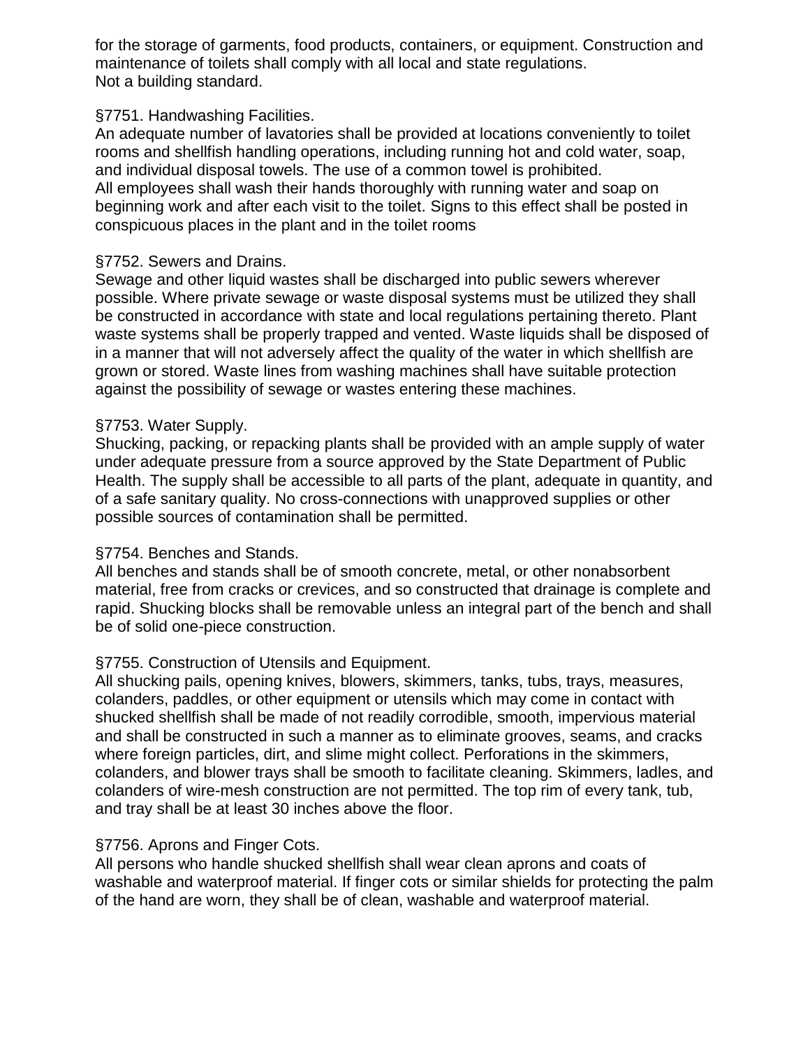for the storage of garments, food products, containers, or equipment. Construction and maintenance of toilets shall comply with all local and state regulations.
Not a building standard.

§7751. Handwashing Facilities.

An adequate number of lavatories shall be provided at locations conveniently to toilet rooms and shellfish handling operations, including running hot and cold water, soap, and individual disposal towels. The use of a common towel is prohibited.
All employees shall wash their hands thoroughly with running water and soap on beginning work and after each visit to the toilet. Signs to this effect shall be posted in conspicuous places in the plant and in the toilet rooms

§7752. Sewers and Drains.

Sewage and other liquid wastes shall be discharged into public sewers wherever possible. Where private sewage or waste disposal systems must be utilized they shall be constructed in accordance with state and local regulations pertaining thereto. Plant waste systems shall be properly trapped and vented. Waste liquids shall be disposed of in a manner that will not adversely affect the quality of the water in which shellfish are grown or stored. Waste lines from washing machines shall have suitable protection against the possibility of sewage or wastes entering these machines.

§7753. Water Supply.

Shucking, packing, or repacking plants shall be provided with an ample supply of water under adequate pressure from a source approved by the State Department of Public Health. The supply shall be accessible to all parts of the plant, adequate in quantity, and of a safe sanitary quality. No cross-connections with unapproved supplies or other possible sources of contamination shall be permitted.

§7754. Benches and Stands.

All benches and stands shall be of smooth concrete, metal, or other nonabsorbent material, free from cracks or crevices, and so constructed that drainage is complete and rapid. Shucking blocks shall be removable unless an integral part of the bench and shall be of solid one-piece construction.

§7755. Construction of Utensils and Equipment.

All shucking pails, opening knives, blowers, skimmers, tanks, tubs, trays, measures, colanders, paddles, or other equipment or utensils which may come in contact with shucked shellfish shall be made of not readily corrodible, smooth, impervious material and shall be constructed in such a manner as to eliminate grooves, seams, and cracks where foreign particles, dirt, and slime might collect. Perforations in the skimmers, colanders, and blower trays shall be smooth to facilitate cleaning. Skimmers, ladles, and colanders of wire-mesh construction are not permitted. The top rim of every tank, tub, and tray shall be at least 30 inches above the floor.

§7756. Aprons and Finger Cots.

All persons who handle shucked shellfish shall wear clean aprons and coats of washable and waterproof material. If finger cots or similar shields for protecting the palm of the hand are worn, they shall be of clean, washable and waterproof material.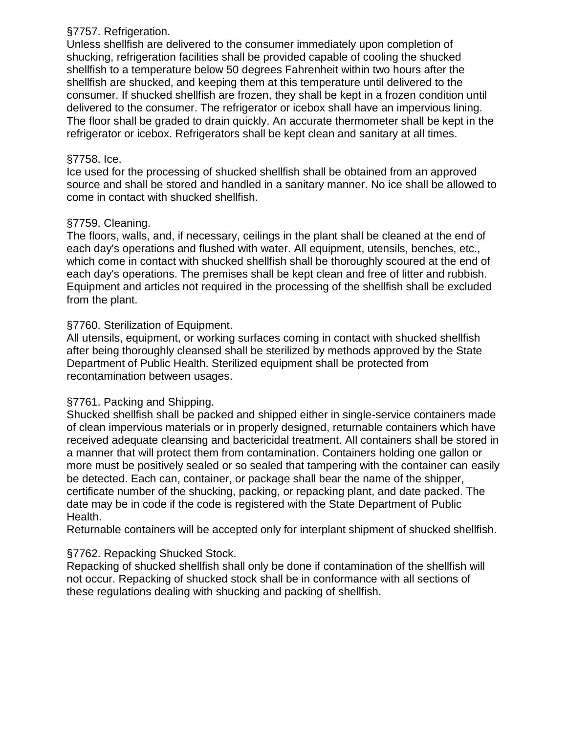§7757. Refrigeration.

Unless shellfish are delivered to the consumer immediately upon completion of shucking, refrigeration facilities shall be provided capable of cooling the shucked shellfish to a temperature below 50 degrees Fahrenheit within two hours after the shellfish are shucked, and keeping them at this temperature until delivered to the consumer. If shucked shellfish are frozen, they shall be kept in a frozen condition until delivered to the consumer. The refrigerator or icebox shall have an impervious lining. The floor shall be graded to drain quickly. An accurate thermometer shall be kept in the refrigerator or icebox. Refrigerators shall be kept clean and sanitary at all times.

§7758. Ice.

Ice used for the processing of shucked shellfish shall be obtained from an approved source and shall be stored and handled in a sanitary manner. No ice shall be allowed to come in contact with shucked shellfish.

§7759. Cleaning.

The floors, walls, and, if necessary, ceilings in the plant shall be cleaned at the end of each day's operations and flushed with water. All equipment, utensils, benches, etc., which come in contact with shucked shellfish shall be thoroughly scoured at the end of each day's operations. The premises shall be kept clean and free of litter and rubbish. Equipment and articles not required in the processing of the shellfish shall be excluded from the plant.

§7760. Sterilization of Equipment.

All utensils, equipment, or working surfaces coming in contact with shucked shellfish after being thoroughly cleansed shall be sterilized by methods approved by the State Department of Public Health. Sterilized equipment shall be protected from recontamination between usages.

§7761. Packing and Shipping.

Shucked shellfish shall be packed and shipped either in single-service containers made of clean impervious materials or in properly designed, returnable containers which have received adequate cleansing and bactericidal treatment. All containers shall be stored in a manner that will protect them from contamination. Containers holding one gallon or more must be positively sealed or so sealed that tampering with the container can easily be detected. Each can, container, or package shall bear the name of the shipper, certificate number of the shucking, packing, or repacking plant, and date packed. The date may be in code if the code is registered with the State Department of Public Health.

Returnable containers will be accepted only for interplant shipment of shucked shellfish.

§7762. Repacking Shucked Stock.

Repacking of shucked shellfish shall only be done if contamination of the shellfish will not occur. Repacking of shucked stock shall be in conformance with all sections of these regulations dealing with shucking and packing of shellfish.